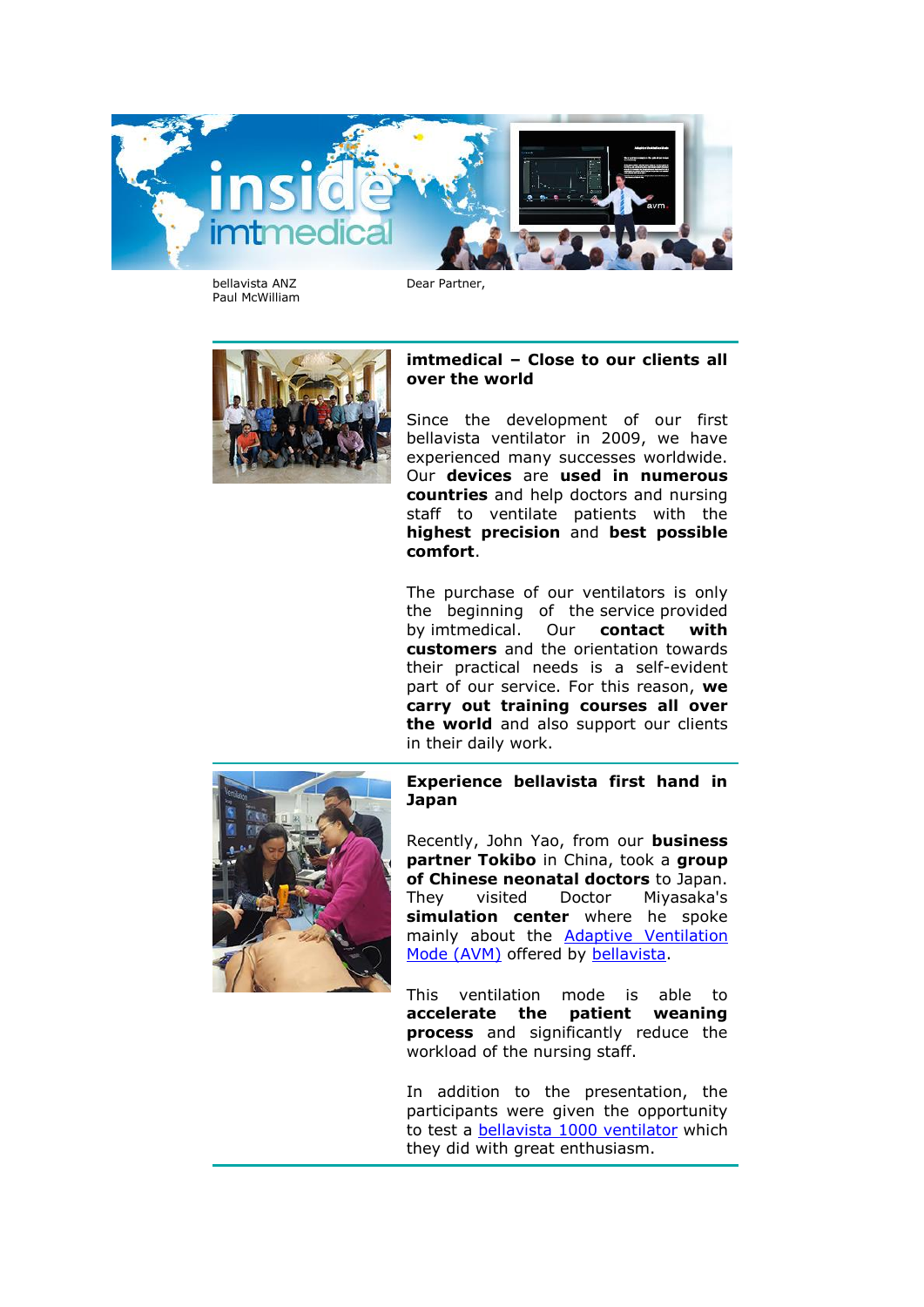bellavista ANZ
Paul McWilliam

Dear Partner,

## imtmedical – Close to our clients all over the world

Since the development of our first bellavista ventilator in 2009, we have experienced many successes worldwide. Our **devices** are **used in numerous countries** and help doctors and nursing staff to ventilate patients with the **highest precision** and **best possible comfort**.

The purchase of our ventilators is only the beginning of the service provided by imtmedical. Our **contact with customers** and the orientation towards their practical needs is a self-evident part of our service. For this reason, **we carry out training courses all over the world** and also support our clients in their daily work.

## Experience bellavista first hand in Japan

Recently, John Yao, from our **business partner Tokibo** in China, took a **group of Chinese neonatal doctors** to Japan. They visited Doctor Miyasaka's **simulation center** where he spoke mainly about the Adaptive Ventilation Mode (AVM) offered by bellavista.

This ventilation mode is able to **accelerate the patient weaning process** and significantly reduce the workload of the nursing staff.

In addition to the presentation, the participants were given the opportunity to test a bellavista 1000 ventilator which they did with great enthusiasm.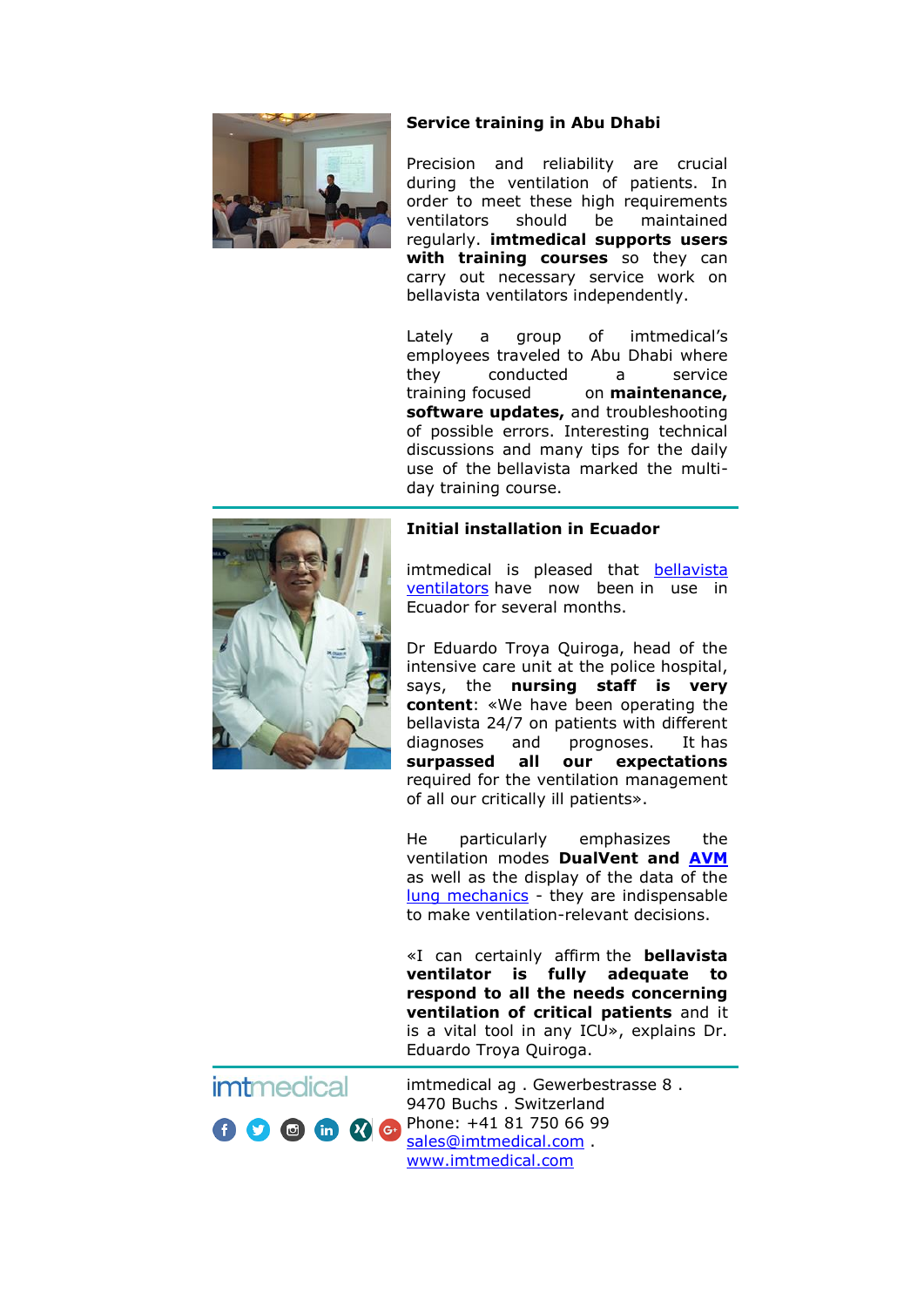## Service training in Abu Dhabi

Precision and reliability are crucial during the ventilation of patients. In order to meet these high requirements ventilators should be maintained regularly. **imtmedical supports users with training courses** so they can carry out necessary service work on bellavista ventilators independently.

Lately a group of imtmedical's employees traveled to Abu Dhabi where they conducted a service training focused on **maintenance, software updates,** and troubleshooting of possible errors. Interesting technical discussions and many tips for the daily use of the bellavista marked the multi-day training course.

---

## Initial installation in Ecuador

imtmedical is pleased that [bellavista ventilators] have now been in use in Ecuador for several months.

Dr Eduardo Troya Quiroga, head of the intensive care unit at the police hospital, says, the **nursing staff is very content**: «We have been operating the bellavista 24/7 on patients with different diagnoses and prognoses. It has **surpassed all our expectations** required for the ventilation management of all our critically ill patients».

He particularly emphasizes the ventilation modes **DualVent and AVM** as well as the display of the data of the lung mechanics - they are indispensable to make ventilation-relevant decisions.

«I can certainly affirm the **bellavista ventilator is fully adequate to respond to all the needs concerning ventilation of critical patients** and it is a vital tool in any ICU», explains Dr. Eduardo Troya Quiroga.

---

imtmedical

imtmedical ag . Gewerbestrasse 8 .
9470 Buchs . Switzerland
Phone: +41 81 750 66 99
sales@imtmedical.com .
www.imtmedical.com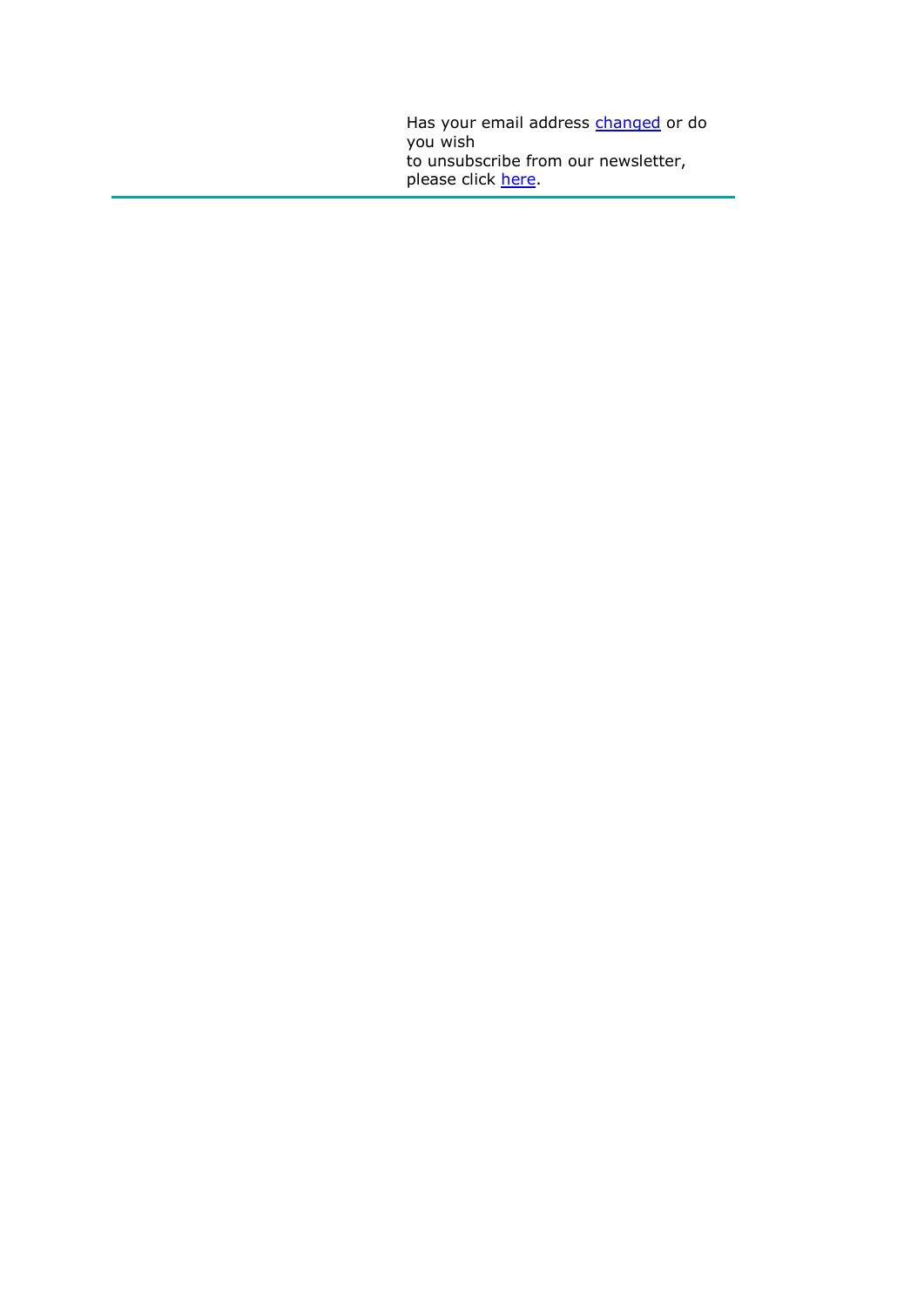Has your email address changed or do you wish to unsubscribe from our newsletter, please click here.

---